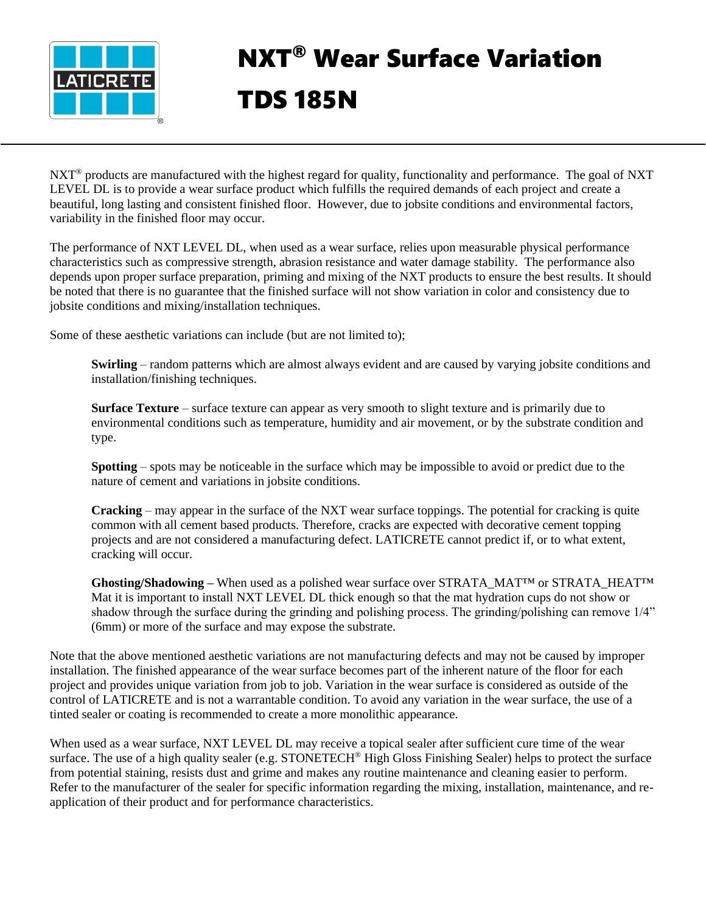# NXT® Wear Surface Variation

# TDS 185N

NXT® products are manufactured with the highest regard for quality, functionality and performance. The goal of NXT LEVEL DL is to provide a wear surface product which fulfills the required demands of each project and create a beautiful, long lasting and consistent finished floor. However, due to jobsite conditions and environmental factors, variability in the finished floor may occur.

The performance of NXT LEVEL DL, when used as a wear surface, relies upon measurable physical performance characteristics such as compressive strength, abrasion resistance and water damage stability. The performance also depends upon proper surface preparation, priming and mixing of the NXT products to ensure the best results. It should be noted that there is no guarantee that the finished surface will not show variation in color and consistency due to jobsite conditions and mixing/installation techniques.

Some of these aesthetic variations can include (but are not limited to);

> **Swirling** – random patterns which are almost always evident and are caused by varying jobsite conditions and installation/finishing techniques.
>
> **Surface Texture** – surface texture can appear as very smooth to slight texture and is primarily due to environmental conditions such as temperature, humidity and air movement, or by the substrate condition and type.
>
> **Spotting** – spots may be noticeable in the surface which may be impossible to avoid or predict due to the nature of cement and variations in jobsite conditions.
>
> **Cracking** – may appear in the surface of the NXT wear surface toppings. The potential for cracking is quite common with all cement based products. Therefore, cracks are expected with decorative cement topping projects and are not considered a manufacturing defect. LATICRETE cannot predict if, or to what extent, cracking will occur.
>
> **Ghosting/Shadowing –** When used as a polished wear surface over STRATA_MAT™ or STRATA_HEAT™ Mat it is important to install NXT LEVEL DL thick enough so that the mat hydration cups do not show or shadow through the surface during the grinding and polishing process. The grinding/polishing can remove 1/4" (6mm) or more of the surface and may expose the substrate.

Note that the above mentioned aesthetic variations are not manufacturing defects and may not be caused by improper installation. The finished appearance of the wear surface becomes part of the inherent nature of the floor for each project and provides unique variation from job to job. Variation in the wear surface is considered as outside of the control of LATICRETE and is not a warrantable condition. To avoid any variation in the wear surface, the use of a tinted sealer or coating is recommended to create a more monolithic appearance.

When used as a wear surface, NXT LEVEL DL may receive a topical sealer after sufficient cure time of the wear surface. The use of a high quality sealer (e.g. STONETECH® High Gloss Finishing Sealer) helps to protect the surface from potential staining, resists dust and grime and makes any routine maintenance and cleaning easier to perform. Refer to the manufacturer of the sealer for specific information regarding the mixing, installation, maintenance, and re-application of their product and for performance characteristics.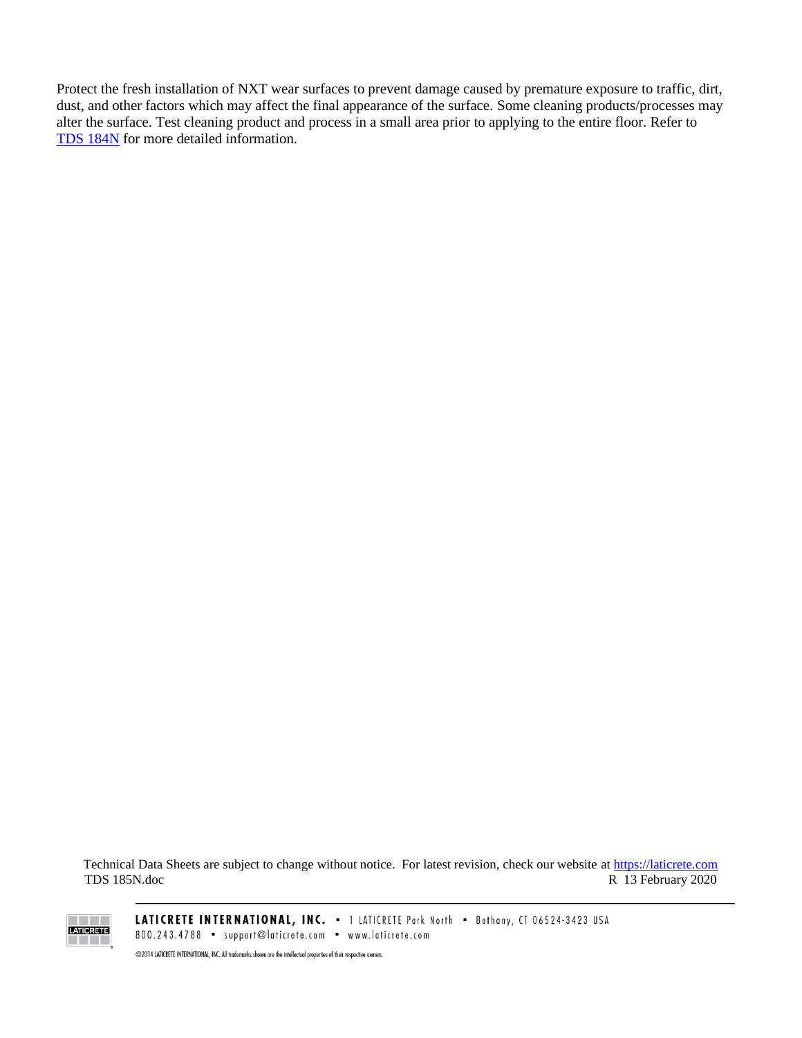Protect the fresh installation of NXT wear surfaces to prevent damage caused by premature exposure to traffic, dirt, dust, and other factors which may affect the final appearance of the surface. Some cleaning products/processes may alter the surface. Test cleaning product and process in a small area prior to applying to the entire floor. Refer to [TDS 184N](TDS 184N) for more detailed information.

Technical Data Sheets are subject to change without notice. For latest revision, check our website at [https://laticrete.com](https://laticrete.com)
TDS 185N.doc R 13 February 2020

**LATICRETE INTERNATIONAL, INC.** ▪ 1 LATICRETE Park North ▪ Bethany, CT 06524-3423 USA
800.243.4788 ▪ support@laticrete.com ▪ www.laticrete.com

©2014 LATICRETE INTERNATIONAL, INC. All trademarks shown are the intellectual properties of their respective owners.